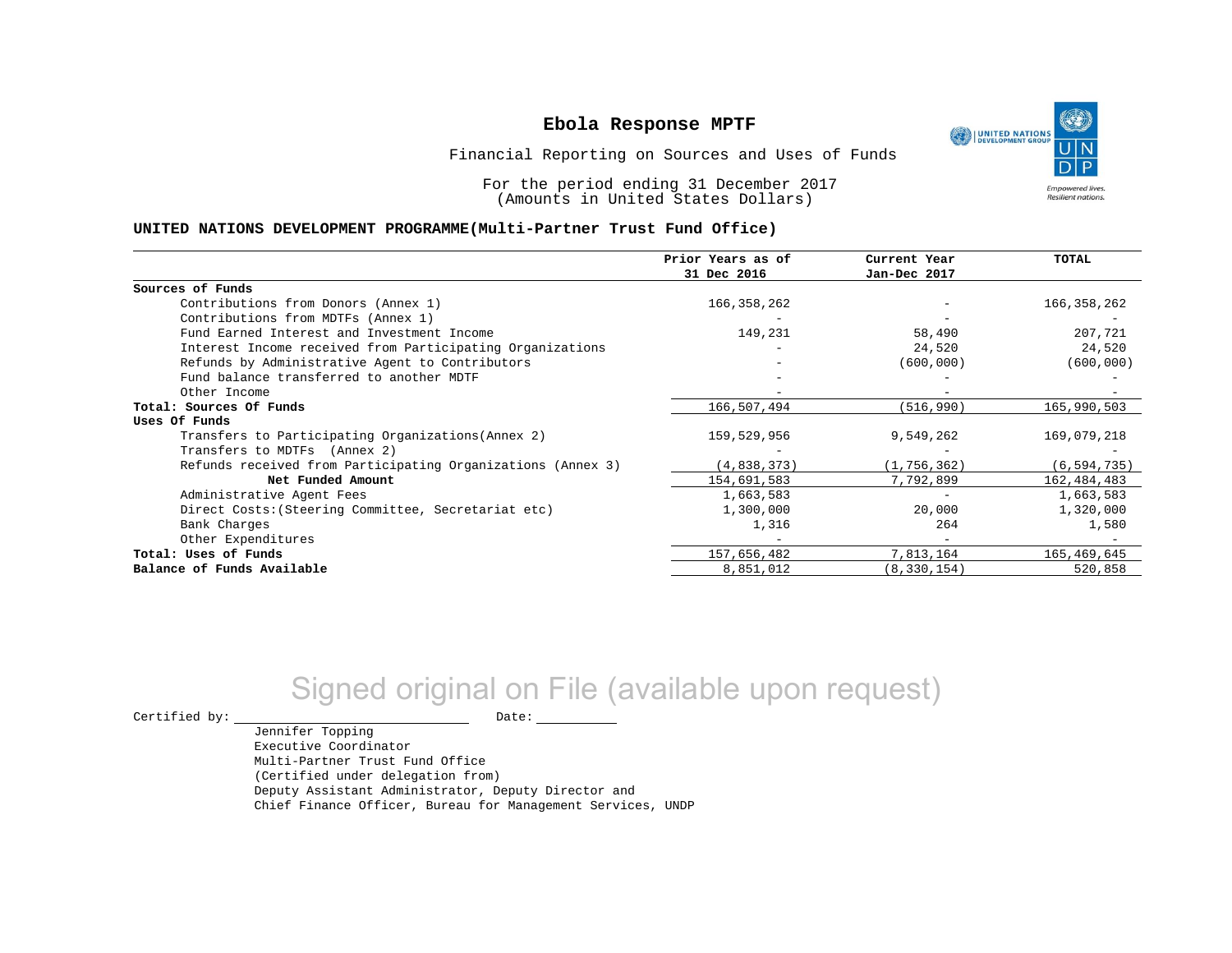# Ebola Response MPTF

Financial Reporting on Sources and Uses of Funds

For the period ending 31 December 2017
(Amounts in United States Dollars)

**UNITED NATIONS DEVELOPMENT PROGRAMME(Multi-Partner Trust Fund Office)**

| | Prior Years as of 31 Dec 2016 | Current Year Jan-Dec 2017 | TOTAL |
|---|---|---|---|
| **Sources of Funds** | | | |
| Contributions from Donors (Annex 1) | 166,358,262 | - | 166,358,262 |
| Contributions from MDTFs (Annex 1) | - | - | - |
| Fund Earned Interest and Investment Income | 149,231 | 58,490 | 207,721 |
| Interest Income received from Participating Organizations | - | 24,520 | 24,520 |
| Refunds by Administrative Agent to Contributors | - | (600,000) | (600,000) |
| Fund balance transferred to another MDTF | - | - | - |
| Other Income | - | - | - |
| **Total: Sources Of Funds** | 166,507,494 | (516,990) | 165,990,503 |
| **Uses Of Funds** | | | |
| Transfers to Participating Organizations(Annex 2) | 159,529,956 | 9,549,262 | 169,079,218 |
| Transfers to MDTFs (Annex 2) | - | - | - |
| Refunds received from Participating Organizations (Annex 3) | (4,838,373) | (1,756,362) | (6,594,735) |
| **Net Funded Amount** | 154,691,583 | 7,792,899 | 162,484,483 |
| Administrative Agent Fees | 1,663,583 | - | 1,663,583 |
| Direct Costs:(Steering Committee, Secretariat etc) | 1,300,000 | 20,000 | 1,320,000 |
| Bank Charges | 1,316 | 264 | 1,580 |
| Other Expenditures | - | - | - |
| **Total: Uses of Funds** | 157,656,482 | 7,813,164 | 165,469,645 |
| **Balance of Funds Available** | 8,851,012 | (8,330,154) | 520,858 |

Signed original on File (available upon request)

Certified by: ______________________ Date: __________

Jennifer Topping
Executive Coordinator
Multi-Partner Trust Fund Office
(Certified under delegation from)
Deputy Assistant Administrator, Deputy Director and
Chief Finance Officer, Bureau for Management Services, UNDP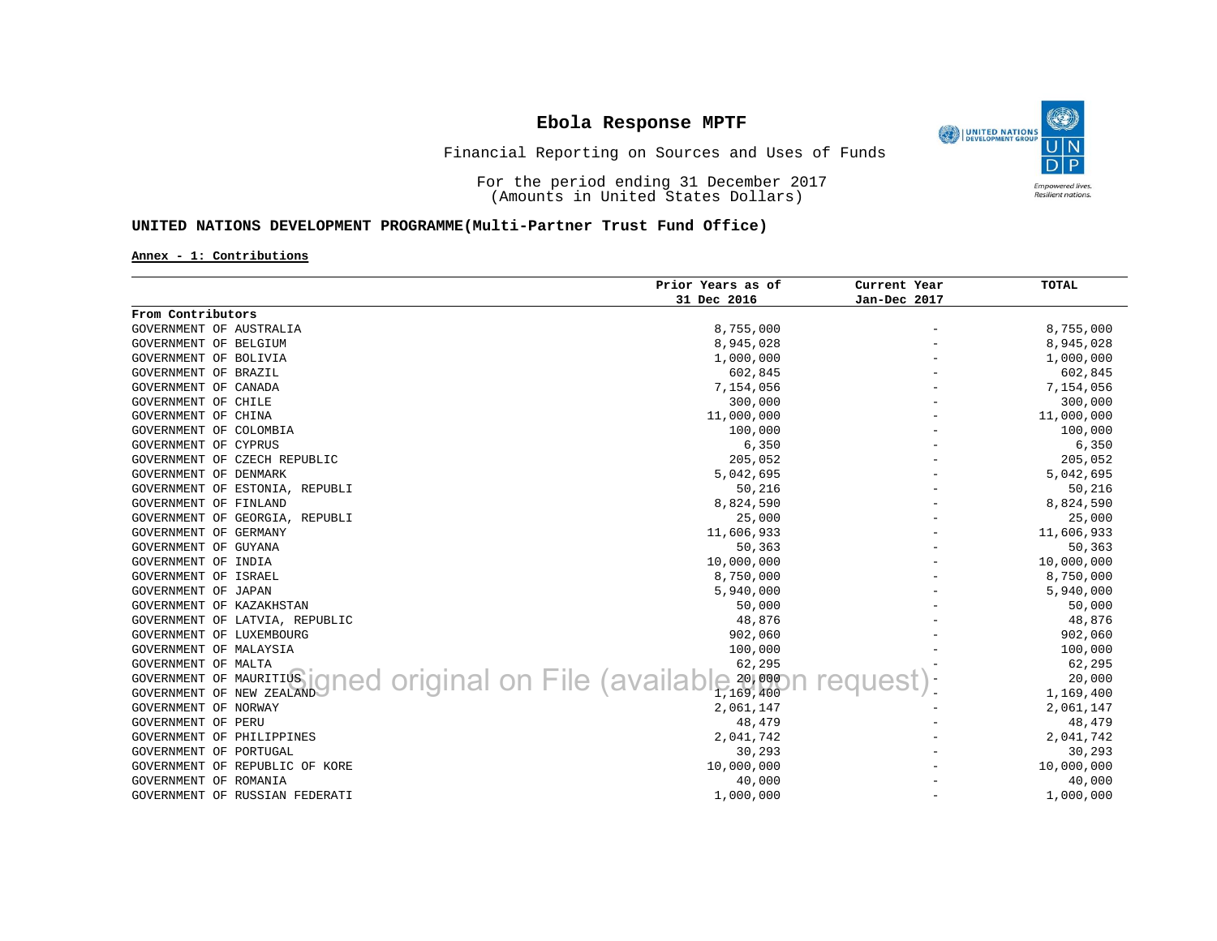# Ebola Response MPTF

Financial Reporting on Sources and Uses of Funds

For the period ending 31 December 2017
(Amounts in United States Dollars)

**UNITED NATIONS DEVELOPMENT PROGRAMME(Multi-Partner Trust Fund Office)**

**Annex - 1: Contributions**

| | Prior Years as of 31 Dec 2016 | Current Year Jan-Dec 2017 | TOTAL |
|---|---|---|---|
| **From Contributors** | | | |
| GOVERNMENT OF AUSTRALIA | 8,755,000 | - | 8,755,000 |
| GOVERNMENT OF BELGIUM | 8,945,028 | - | 8,945,028 |
| GOVERNMENT OF BOLIVIA | 1,000,000 | - | 1,000,000 |
| GOVERNMENT OF BRAZIL | 602,845 | - | 602,845 |
| GOVERNMENT OF CANADA | 7,154,056 | - | 7,154,056 |
| GOVERNMENT OF CHILE | 300,000 | - | 300,000 |
| GOVERNMENT OF CHINA | 11,000,000 | - | 11,000,000 |
| GOVERNMENT OF COLOMBIA | 100,000 | - | 100,000 |
| GOVERNMENT OF CYPRUS | 6,350 | - | 6,350 |
| GOVERNMENT OF CZECH REPUBLIC | 205,052 | - | 205,052 |
| GOVERNMENT OF DENMARK | 5,042,695 | - | 5,042,695 |
| GOVERNMENT OF ESTONIA, REPUBLI | 50,216 | - | 50,216 |
| GOVERNMENT OF FINLAND | 8,824,590 | - | 8,824,590 |
| GOVERNMENT OF GEORGIA, REPUBLI | 25,000 | - | 25,000 |
| GOVERNMENT OF GERMANY | 11,606,933 | - | 11,606,933 |
| GOVERNMENT OF GUYANA | 50,363 | - | 50,363 |
| GOVERNMENT OF INDIA | 10,000,000 | - | 10,000,000 |
| GOVERNMENT OF ISRAEL | 8,750,000 | - | 8,750,000 |
| GOVERNMENT OF JAPAN | 5,940,000 | - | 5,940,000 |
| GOVERNMENT OF KAZAKHSTAN | 50,000 | - | 50,000 |
| GOVERNMENT OF LATVIA, REPUBLIC | 48,876 | - | 48,876 |
| GOVERNMENT OF LUXEMBOURG | 902,060 | - | 902,060 |
| GOVERNMENT OF MALAYSIA | 100,000 | - | 100,000 |
| GOVERNMENT OF MALTA | 62,295 | - | 62,295 |
| GOVERNMENT OF MAURITIUS | 20,000 | - | 20,000 |
| GOVERNMENT OF NEW ZEALAND | 1,169,400 | - | 1,169,400 |
| GOVERNMENT OF NORWAY | 2,061,147 | - | 2,061,147 |
| GOVERNMENT OF PERU | 48,479 | - | 48,479 |
| GOVERNMENT OF PHILIPPINES | 2,041,742 | - | 2,041,742 |
| GOVERNMENT OF PORTUGAL | 30,293 | - | 30,293 |
| GOVERNMENT OF REPUBLIC OF KORE | 10,000,000 | - | 10,000,000 |
| GOVERNMENT OF ROMANIA | 40,000 | - | 40,000 |
| GOVERNMENT OF RUSSIAN FEDERATI | 1,000,000 | - | 1,000,000 |

Signed original on File (available upon request)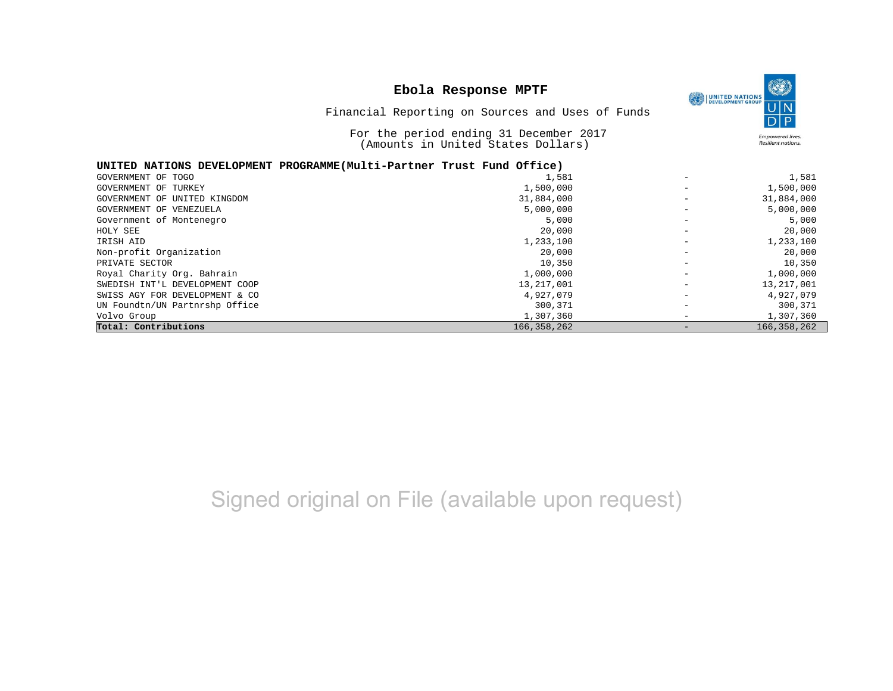**Ebola Response MPTF**

Financial Reporting on Sources and Uses of Funds

For the period ending 31 December 2017
(Amounts in United States Dollars)

| UNITED NATIONS DEVELOPMENT PROGRAMME(Multi-Partner Trust Fund Office) | | | |
|---|---|---|---|
| GOVERNMENT OF TOGO | 1,581 | - | 1,581 |
| GOVERNMENT OF TURKEY | 1,500,000 | - | 1,500,000 |
| GOVERNMENT OF UNITED KINGDOM | 31,884,000 | - | 31,884,000 |
| GOVERNMENT OF VENEZUELA | 5,000,000 | - | 5,000,000 |
| Government of Montenegro | 5,000 | - | 5,000 |
| HOLY SEE | 20,000 | - | 20,000 |
| IRISH AID | 1,233,100 | - | 1,233,100 |
| Non-profit Organization | 20,000 | - | 20,000 |
| PRIVATE SECTOR | 10,350 | - | 10,350 |
| Royal Charity Org. Bahrain | 1,000,000 | - | 1,000,000 |
| SWEDISH INT'L DEVELOPMENT COOP | 13,217,001 | - | 13,217,001 |
| SWISS AGY FOR DEVELOPMENT & CO | 4,927,079 | - | 4,927,079 |
| UN Foundtn/UN Partnrshp Office | 300,371 | - | 300,371 |
| Volvo Group | 1,307,360 | - | 1,307,360 |
| **Total: Contributions** | 166,358,262 | - | 166,358,262 |

Signed original on File (available upon request)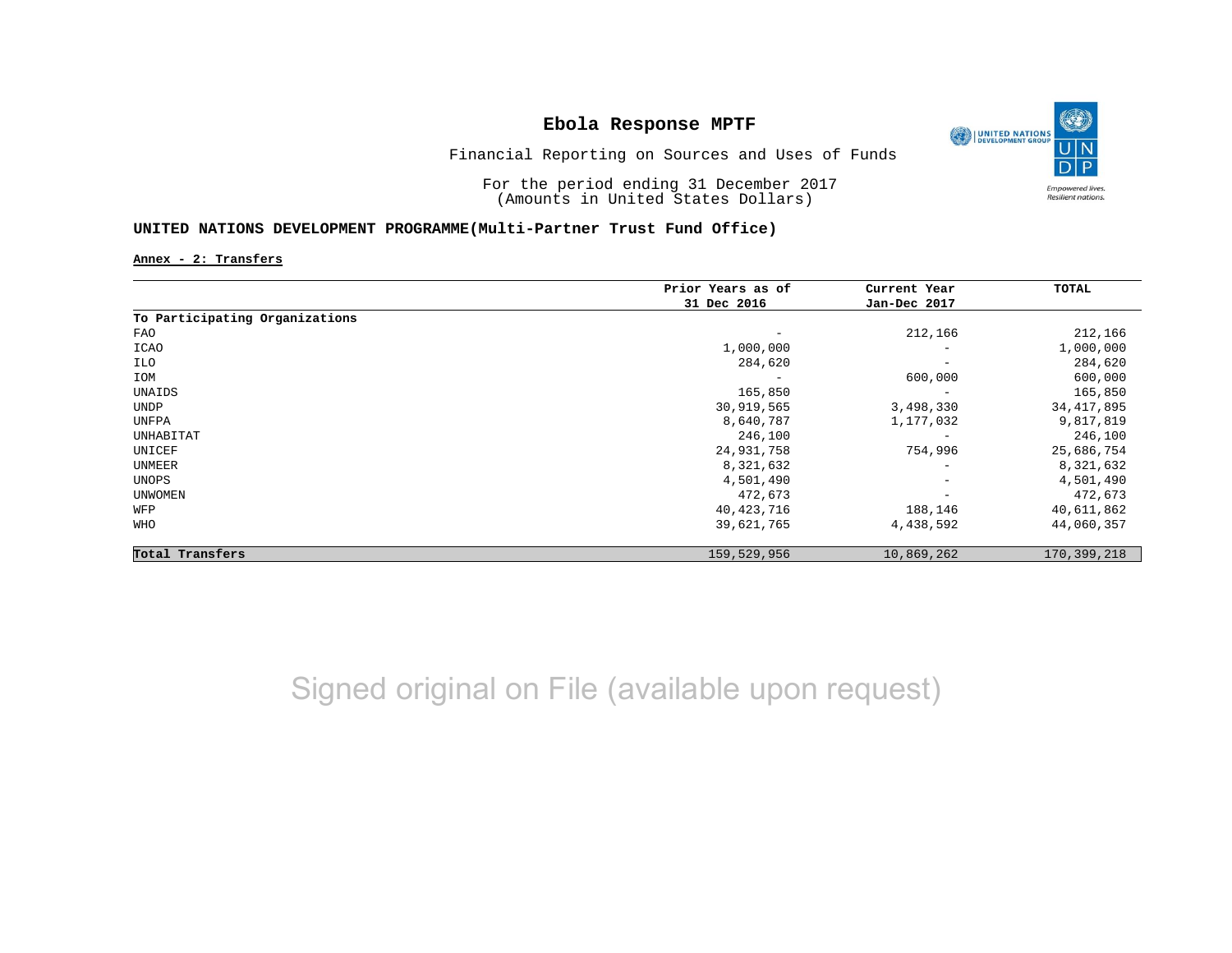# Ebola Response MPTF

Financial Reporting on Sources and Uses of Funds

For the period ending 31 December 2017
(Amounts in United States Dollars)

**UNITED NATIONS DEVELOPMENT PROGRAMME(Multi-Partner Trust Fund Office)**

**Annex - 2: Transfers**

| | Prior Years as of 31 Dec 2016 | Current Year Jan-Dec 2017 | TOTAL |
|---|---|---|---|
| **To Participating Organizations** | | | |
| FAO | - | 212,166 | 212,166 |
| ICAO | 1,000,000 | - | 1,000,000 |
| ILO | 284,620 | - | 284,620 |
| IOM | - | 600,000 | 600,000 |
| UNAIDS | 165,850 | - | 165,850 |
| UNDP | 30,919,565 | 3,498,330 | 34,417,895 |
| UNFPA | 8,640,787 | 1,177,032 | 9,817,819 |
| UNHABITAT | 246,100 | - | 246,100 |
| UNICEF | 24,931,758 | 754,996 | 25,686,754 |
| UNMEER | 8,321,632 | - | 8,321,632 |
| UNOPS | 4,501,490 | - | 4,501,490 |
| UNWOMEN | 472,673 | - | 472,673 |
| WFP | 40,423,716 | 188,146 | 40,611,862 |
| WHO | 39,621,765 | 4,438,592 | 44,060,357 |
| **Total Transfers** | 159,529,956 | 10,869,262 | 170,399,218 |

Signed original on File (available upon request)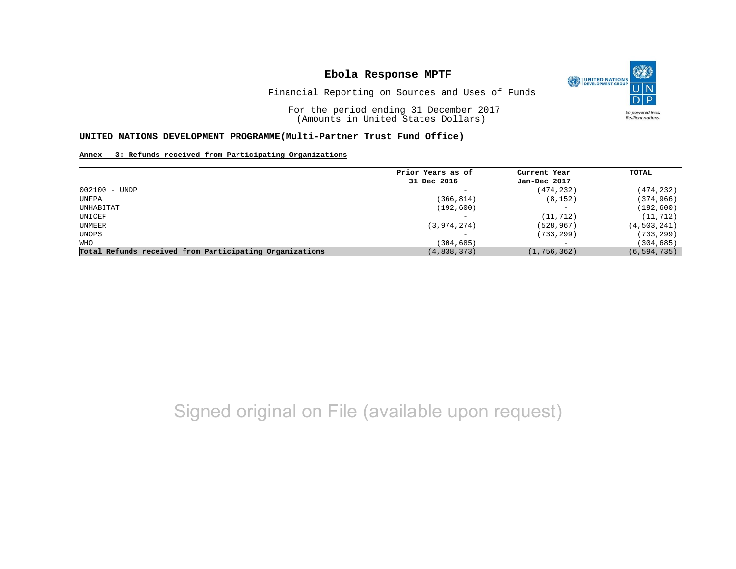# Ebola Response MPTF

Financial Reporting on Sources and Uses of Funds

For the period ending 31 December 2017
(Amounts in United States Dollars)

**UNITED NATIONS DEVELOPMENT PROGRAMME(Multi-Partner Trust Fund Office)**

**Annex - 3: Refunds received from Participating Organizations**

| | Prior Years as of 31 Dec 2016 | Current Year Jan-Dec 2017 | TOTAL |
|---|---|---|---|
| 002100 - UNDP | - | (474,232) | (474,232) |
| UNFPA | (366,814) | (8,152) | (374,966) |
| UNHABITAT | (192,600) | - | (192,600) |
| UNICEF | - | (11,712) | (11,712) |
| UNMEER | (3,974,274) | (528,967) | (4,503,241) |
| UNOPS | - | (733,299) | (733,299) |
| WHO | (304,685) | - | (304,685) |
| **Total Refunds received from Participating Organizations** | (4,838,373) | (1,756,362) | (6,594,735) |

Signed original on File (available upon request)